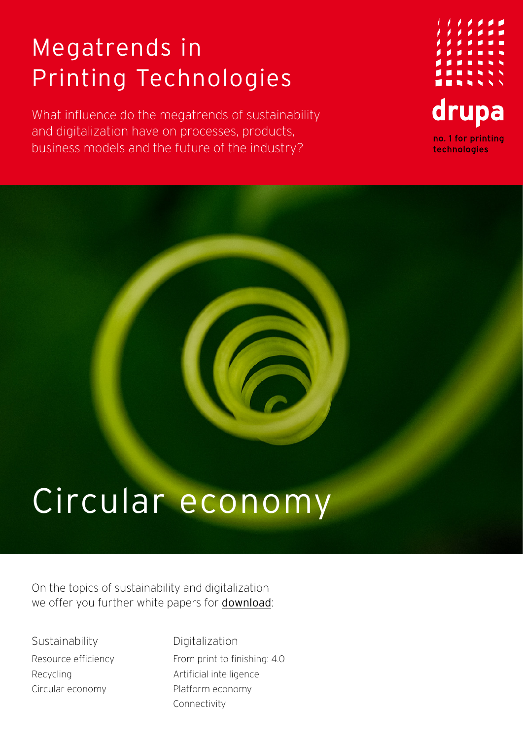# Megatrends in Printing Technologies

What influence do the megatrends of sustainability and digitalization have on processes, products, business models and the future of the industry?

drupa

no. 1 for printing technologies

# Circular economy

On the topics of sustainability and digitalization we offer you further white papers for download:

**Sustainability**

- Resource efficiency
- Recycling
- Circular economy

**Digitalization**

- From print to finishing: 4.0
- Artificial intelligence
- Platform economy
- Connectivity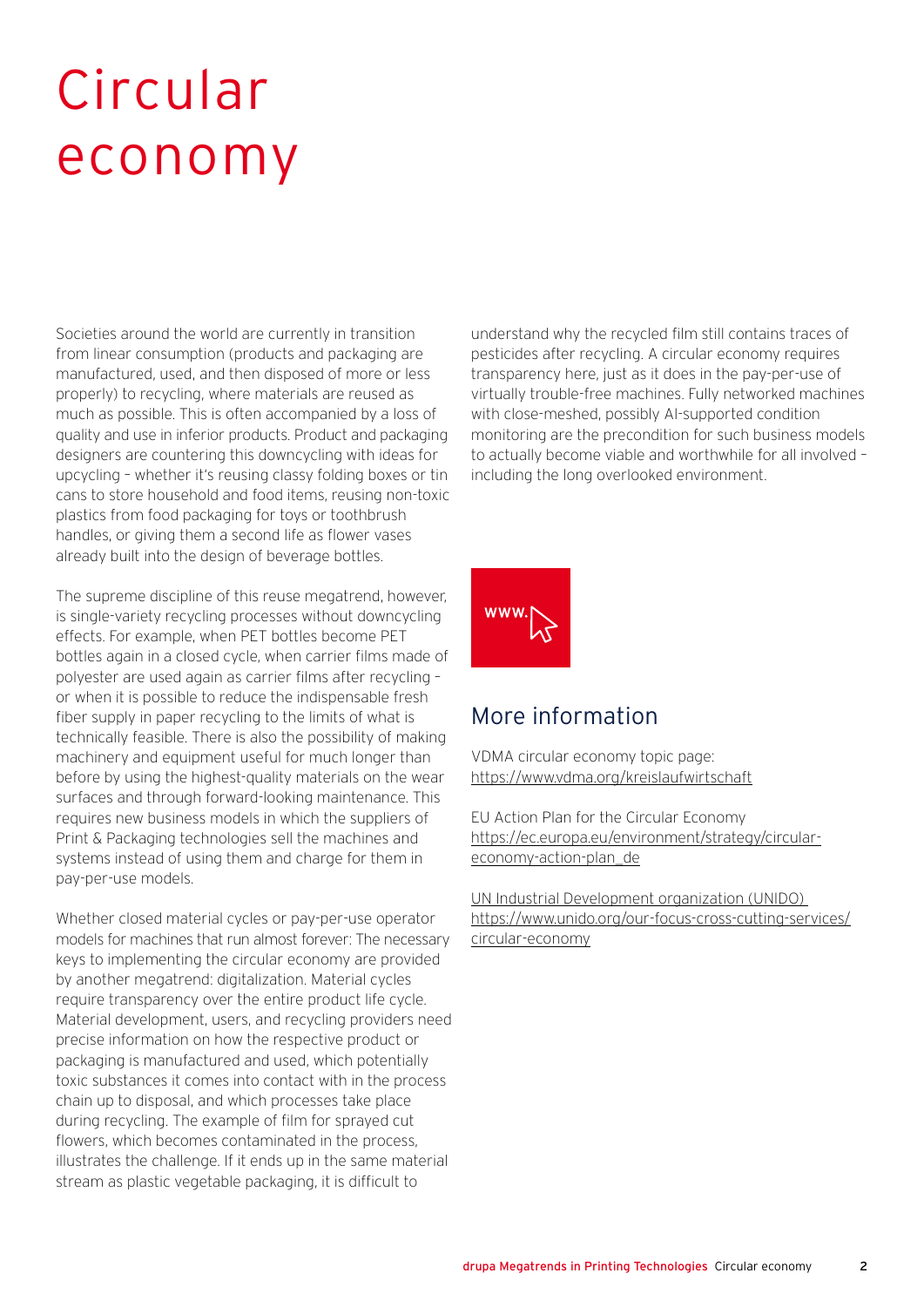# Circular economy

Societies around the world are currently in transition from linear consumption (products and packaging are manufactured, used, and then disposed of more or less properly) to recycling, where materials are reused as much as possible. This is often accompanied by a loss of quality and use in inferior products. Product and packaging designers are countering this downcycling with ideas for upcycling – whether it's reusing classy folding boxes or tin cans to store household and food items, reusing non-toxic plastics from food packaging for toys or toothbrush handles, or giving them a second life as flower vases already built into the design of beverage bottles.

The supreme discipline of this reuse megatrend, however, is single-variety recycling processes without downcycling effects. For example, when PET bottles become PET bottles again in a closed cycle, when carrier films made of polyester are used again as carrier films after recycling – or when it is possible to reduce the indispensable fresh fiber supply in paper recycling to the limits of what is technically feasible. There is also the possibility of making machinery and equipment useful for much longer than before by using the highest-quality materials on the wear surfaces and through forward-looking maintenance. This requires new business models in which the suppliers of Print & Packaging technologies sell the machines and systems instead of using them and charge for them in pay-per-use models.

Whether closed material cycles or pay-per-use operator models for machines that run almost forever: The necessary keys to implementing the circular economy are provided by another megatrend: digitalization. Material cycles require transparency over the entire product life cycle. Material development, users, and recycling providers need precise information on how the respective product or packaging is manufactured and used, which potentially toxic substances it comes into contact with in the process chain up to disposal, and which processes take place during recycling. The example of film for sprayed cut flowers, which becomes contaminated in the process, illustrates the challenge. If it ends up in the same material stream as plastic vegetable packaging, it is difficult to understand why the recycled film still contains traces of pesticides after recycling. A circular economy requires transparency here, just as it does in the pay-per-use of virtually trouble-free machines. Fully networked machines with close-meshed, possibly AI-supported condition monitoring are the precondition for such business models to actually become viable and worthwhile for all involved – including the long overlooked environment.

## More information

VDMA circular economy topic page:
https://www.vdma.org/kreislaufwirtschaft

EU Action Plan for the Circular Economy
https://ec.europa.eu/environment/strategy/circular-economy-action-plan_de

UN Industrial Development organization (UNIDO)
https://www.unido.org/our-focus-cross-cutting-services/circular-economy